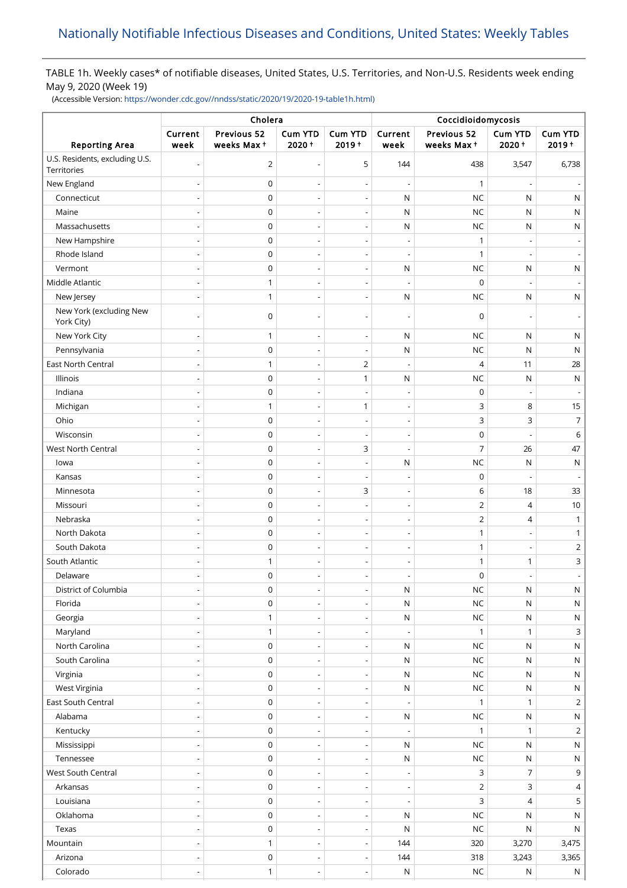# Nationally Notifiable Infectious Diseases and Conditions, United States: Weekly Tables

TABLE 1h. Weekly cases* of notifiable diseases, United States, U.S. Territories, and Non-U.S. Residents week ending May 9, 2020 (Week 19)

(Accessible Version: https://wonder.cdc.gov//nndss/static/2020/19/2020-19-table1h.html)

| Reporting Area | Cholera | | | | Coccidioidomycosis | | | |
|---|---|---|---|---|---|---|---|---|
| | Current week | Previous 52 weeks Max † | Cum YTD 2020 † | Cum YTD 2019 † | Current week | Previous 52 weeks Max † | Cum YTD 2020 † | Cum YTD 2019 † |
| U.S. Residents, excluding U.S. Territories | - | 2 | - | 5 | 144 | 438 | 3,547 | 6,738 |
| New England | - | 0 | - | - | - | 1 | - | - |
| Connecticut | - | 0 | - | - | N | NC | N | N |
| Maine | - | 0 | - | - | N | NC | N | N |
| Massachusetts | - | 0 | - | - | N | NC | N | N |
| New Hampshire | - | 0 | - | - | - | 1 | - | - |
| Rhode Island | - | 0 | - | - | - | 1 | - | - |
| Vermont | - | 0 | - | - | N | NC | N | N |
| Middle Atlantic | - | 1 | - | - | - | 0 | - | - |
| New Jersey | - | 1 | - | - | N | NC | N | N |
| New York (excluding New York City) | - | 0 | - | - | - | 0 | - | - |
| New York City | - | 1 | - | - | N | NC | N | N |
| Pennsylvania | - | 0 | - | - | N | NC | N | N |
| East North Central | - | 1 | - | 2 | - | 4 | 11 | 28 |
| Illinois | - | 0 | - | 1 | N | NC | N | N |
| Indiana | - | 0 | - | - | - | 0 | - | - |
| Michigan | - | 1 | - | 1 | - | 3 | 8 | 15 |
| Ohio | - | 0 | - | - | - | 3 | 3 | 7 |
| Wisconsin | - | 0 | - | - | - | 0 | - | 6 |
| West North Central | - | 0 | - | 3 | - | 7 | 26 | 47 |
| Iowa | - | 0 | - | - | N | NC | N | N |
| Kansas | - | 0 | - | - | - | 0 | - | - |
| Minnesota | - | 0 | - | 3 | - | 6 | 18 | 33 |
| Missouri | - | 0 | - | - | - | 2 | 4 | 10 |
| Nebraska | - | 0 | - | - | - | 2 | 4 | 1 |
| North Dakota | - | 0 | - | - | - | 1 | - | 1 |
| South Dakota | - | 0 | - | - | - | 1 | - | 2 |
| South Atlantic | - | 1 | - | - | - | 1 | 1 | 3 |
| Delaware | - | 0 | - | - | - | 0 | - | - |
| District of Columbia | - | 0 | - | - | N | NC | N | N |
| Florida | - | 0 | - | - | N | NC | N | N |
| Georgia | - | 1 | - | - | N | NC | N | N |
| Maryland | - | 1 | - | - | - | 1 | 1 | 3 |
| North Carolina | - | 0 | - | - | N | NC | N | N |
| South Carolina | - | 0 | - | - | N | NC | N | N |
| Virginia | - | 0 | - | - | N | NC | N | N |
| West Virginia | - | 0 | - | - | N | NC | N | N |
| East South Central | - | 0 | - | - | - | 1 | 1 | 2 |
| Alabama | - | 0 | - | - | N | NC | N | N |
| Kentucky | - | 0 | - | - | - | 1 | 1 | 2 |
| Mississippi | - | 0 | - | - | N | NC | N | N |
| Tennessee | - | 0 | - | - | N | NC | N | N |
| West South Central | - | 0 | - | - | - | 3 | 7 | 9 |
| Arkansas | - | 0 | - | - | - | 2 | 3 | 4 |
| Louisiana | - | 0 | - | - | - | 3 | 4 | 5 |
| Oklahoma | - | 0 | - | - | N | NC | N | N |
| Texas | - | 0 | - | - | N | NC | N | N |
| Mountain | - | 1 | - | - | 144 | 320 | 3,270 | 3,475 |
| Arizona | - | 0 | - | - | 144 | 318 | 3,243 | 3,365 |
| Colorado | - | 1 | - | - | N | NC | N | N |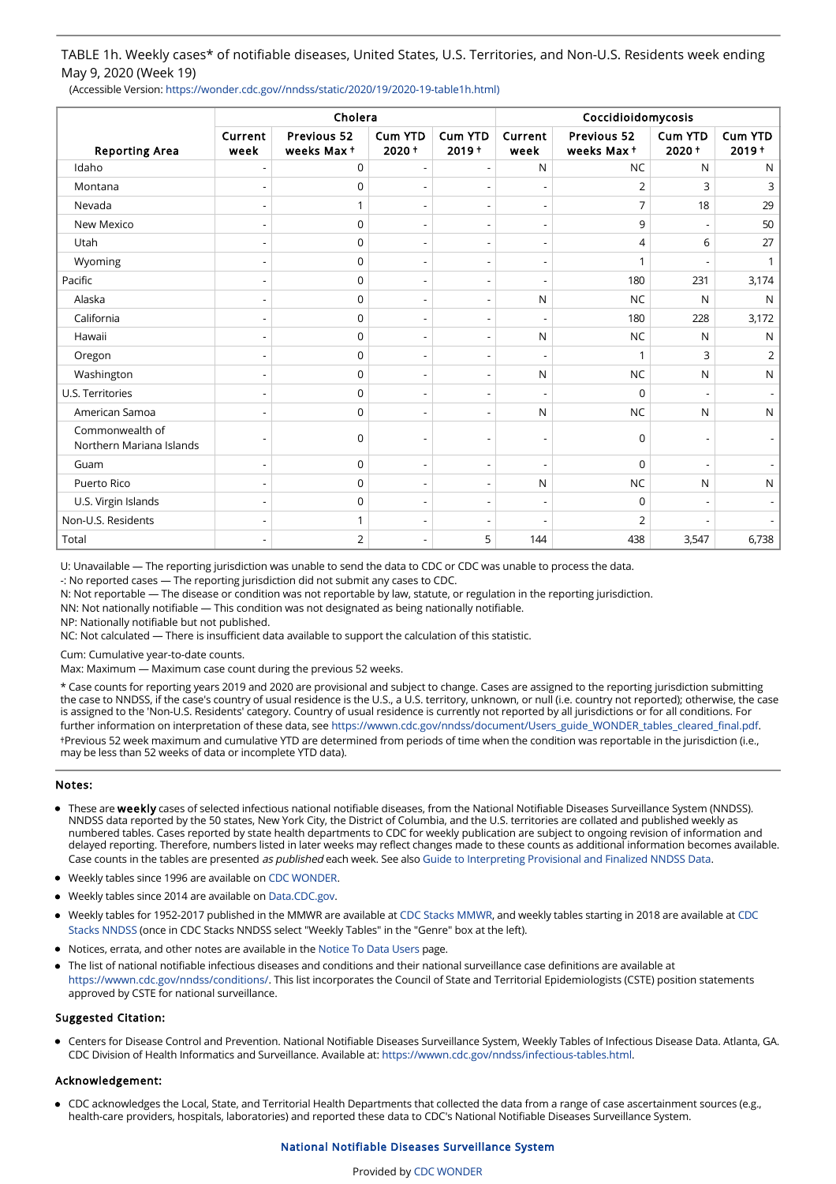TABLE 1h. Weekly cases* of notifiable diseases, United States, U.S. Territories, and Non-U.S. Residents week ending May 9, 2020 (Week 19)

(Accessible Version: https://wonder.cdc.gov//nndss/static/2020/19/2020-19-table1h.html)

| Reporting Area | Cholera | | | | Coccidioidomycosis | | | |
|---|---|---|---|---|---|---|---|---|
| | Current week | Previous 52 weeks Max † | Cum YTD 2020 † | Cum YTD 2019 † | Current week | Previous 52 weeks Max † | Cum YTD 2020 † | Cum YTD 2019 † |
| Idaho | - | 0 | - | - | N | NC | N | N |
| Montana | - | 0 | - | - | - | 2 | 3 | 3 |
| Nevada | - | 1 | - | - | - | 7 | 18 | 29 |
| New Mexico | - | 0 | - | - | - | 9 | - | 50 |
| Utah | - | 0 | - | - | - | 4 | 6 | 27 |
| Wyoming | - | 0 | - | - | - | 1 | - | 1 |
| Pacific | - | 0 | - | - | - | 180 | 231 | 3,174 |
| Alaska | - | 0 | - | - | N | NC | N | N |
| California | - | 0 | - | - | - | 180 | 228 | 3,172 |
| Hawaii | - | 0 | - | - | N | NC | N | N |
| Oregon | - | 0 | - | - | - | 1 | 3 | 2 |
| Washington | - | 0 | - | - | N | NC | N | N |
| U.S. Territories | - | 0 | - | - | - | 0 | - | - |
| American Samoa | - | 0 | - | - | N | NC | N | N |
| Commonwealth of Northern Mariana Islands | - | 0 | - | - | - | 0 | - | - |
| Guam | - | 0 | - | - | - | 0 | - | - |
| Puerto Rico | - | 0 | - | - | N | NC | N | N |
| U.S. Virgin Islands | - | 0 | - | - | - | 0 | - | - |
| Non-U.S. Residents | - | 1 | - | - | - | 2 | - | - |
| Total | - | 2 | - | 5 | 144 | 438 | 3,547 | 6,738 |

U: Unavailable — The reporting jurisdiction was unable to send the data to CDC or CDC was unable to process the data.

-: No reported cases — The reporting jurisdiction did not submit any cases to CDC.

N: Not reportable — The disease or condition was not reportable by law, statute, or regulation in the reporting jurisdiction.

NN: Not nationally notifiable — This condition was not designated as being nationally notifiable.

NP: Nationally notifiable but not published.

NC: Not calculated — There is insufficient data available to support the calculation of this statistic.

Cum: Cumulative year-to-date counts.

Max: Maximum — Maximum case count during the previous 52 weeks.

* Case counts for reporting years 2019 and 2020 are provisional and subject to change. Cases are assigned to the reporting jurisdiction submitting the case to NNDSS, if the case's country of usual residence is the U.S., a U.S. territory, unknown, or null (i.e. country not reported); otherwise, the case is assigned to the 'Non-U.S. Residents' category. Country of usual residence is currently not reported by all jurisdictions or for all conditions. For further information on interpretation of these data, see https://wwwn.cdc.gov/nndss/document/Users_guide_WONDER_tables_cleared_final.pdf.

†Previous 52 week maximum and cumulative YTD are determined from periods of time when the condition was reportable in the jurisdiction (i.e., may be less than 52 weeks of data or incomplete YTD data).

### Notes:

- These are **weekly** cases of selected infectious national notifiable diseases, from the National Notifiable Diseases Surveillance System (NNDSS). NNDSS data reported by the 50 states, New York City, the District of Columbia, and the U.S. territories are collated and published weekly as numbered tables. Cases reported by state health departments to CDC for weekly publication are subject to ongoing revision of information and delayed reporting. Therefore, numbers listed in later weeks may reflect changes made to these counts as additional information becomes available. Case counts in the tables are presented *as published* each week. See also Guide to Interpreting Provisional and Finalized NNDSS Data.
- Weekly tables since 1996 are available on CDC WONDER.
- Weekly tables since 2014 are available on Data.CDC.gov.
- Weekly tables for 1952-2017 published in the MMWR are available at CDC Stacks MMWR, and weekly tables starting in 2018 are available at CDC Stacks NNDSS (once in CDC Stacks NNDSS select "Weekly Tables" in the "Genre" box at the left).
- Notices, errata, and other notes are available in the Notice To Data Users page.
- The list of national notifiable infectious diseases and conditions and their national surveillance case definitions are available at https://wwwn.cdc.gov/nndss/conditions/. This list incorporates the Council of State and Territorial Epidemiologists (CSTE) position statements approved by CSTE for national surveillance.

### Suggested Citation:

- Centers for Disease Control and Prevention. National Notifiable Diseases Surveillance System, Weekly Tables of Infectious Disease Data. Atlanta, GA. CDC Division of Health Informatics and Surveillance. Available at: https://wwwn.cdc.gov/nndss/infectious-tables.html.

### Acknowledgement:

- CDC acknowledges the Local, State, and Territorial Health Departments that collected the data from a range of case ascertainment sources (e.g., health-care providers, hospitals, laboratories) and reported these data to CDC's National Notifiable Diseases Surveillance System.

National Notifiable Diseases Surveillance System

Provided by CDC WONDER